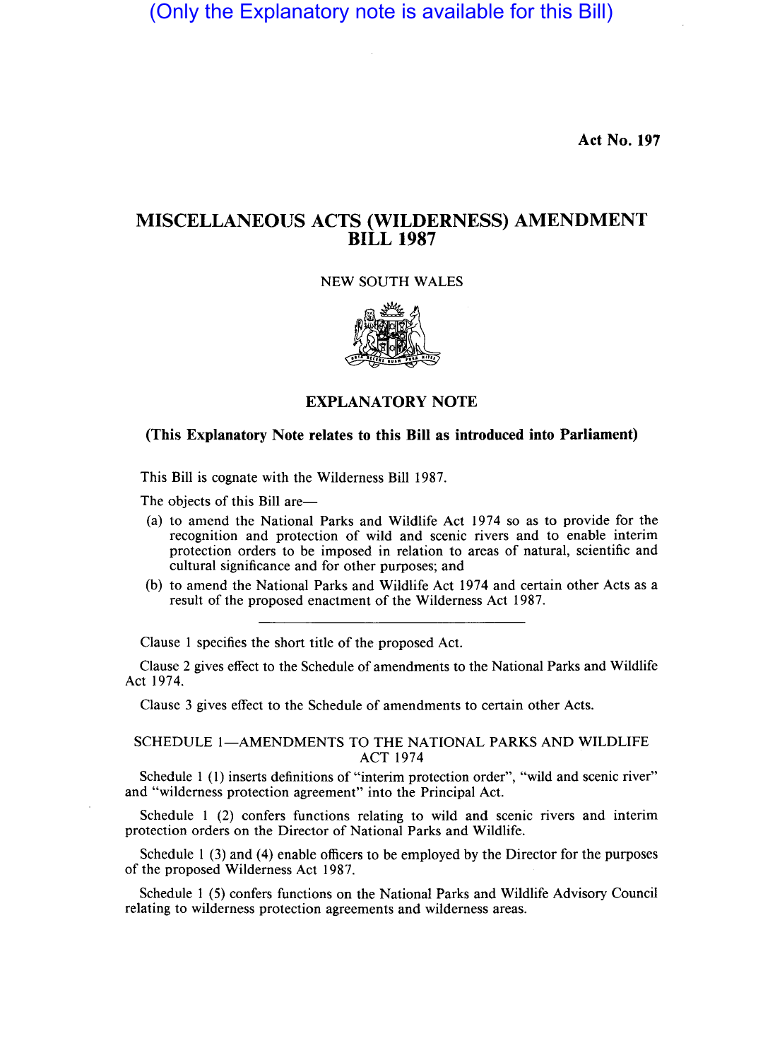(Only the Explanatory note is available for this Bill)

Act No. 197

# MISCELLANEOUS ACTS (WILDERNESS) AMENDMENT BILL 1987

NEW SOUTH WALES

## EXPLANATORY NOTE

**(This Explanatory Note relates to this Bill as introduced into Parliament)**

This Bill is cognate with the Wilderness Bill 1987.

The objects of this Bill are—

(a) to amend the National Parks and Wildlife Act 1974 so as to provide for the recognition and protection of wild and scenic rivers and to enable interim protection orders to be imposed in relation to areas of natural, scientific and cultural significance and for other purposes; and

(b) to amend the National Parks and Wildlife Act 1974 and certain other Acts as a result of the proposed enactment of the Wilderness Act 1987.

---

Clause 1 specifies the short title of the proposed Act.

Clause 2 gives effect to the Schedule of amendments to the National Parks and Wildlife Act 1974.

Clause 3 gives effect to the Schedule of amendments to certain other Acts.

### SCHEDULE 1—AMENDMENTS TO THE NATIONAL PARKS AND WILDLIFE ACT 1974

Schedule 1 (1) inserts definitions of "interim protection order", "wild and scenic river" and "wilderness protection agreement" into the Principal Act.

Schedule 1 (2) confers functions relating to wild and scenic rivers and interim protection orders on the Director of National Parks and Wildlife.

Schedule 1 (3) and (4) enable officers to be employed by the Director for the purposes of the proposed Wilderness Act 1987.

Schedule 1 (5) confers functions on the National Parks and Wildlife Advisory Council relating to wilderness protection agreements and wilderness areas.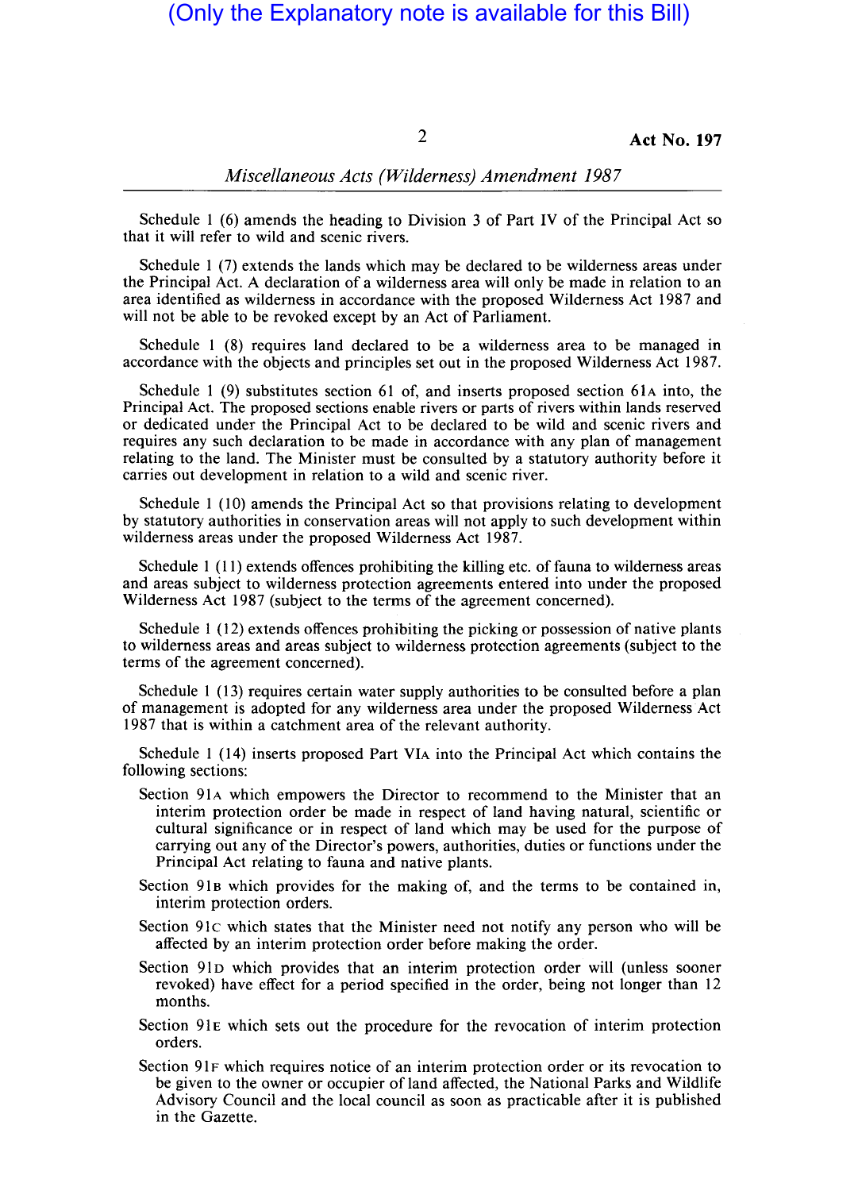(Only the Explanatory note is available for this Bill)

Schedule 1 (6) amends the heading to Division 3 of Part IV of the Principal Act so that it will refer to wild and scenic rivers.

Schedule 1 (7) extends the lands which may be declared to be wilderness areas under the Principal Act. A declaration of a wilderness area will only be made in relation to an area identified as wilderness in accordance with the proposed Wilderness Act 1987 and will not be able to be revoked except by an Act of Parliament.

Schedule 1 (8) requires land declared to be a wilderness area to be managed in accordance with the objects and principles set out in the proposed Wilderness Act 1987.

Schedule 1 (9) substitutes section 61 of, and inserts proposed section 61A into, the Principal Act. The proposed sections enable rivers or parts of rivers within lands reserved or dedicated under the Principal Act to be declared to be wild and scenic rivers and requires any such declaration to be made in accordance with any plan of management relating to the land. The Minister must be consulted by a statutory authority before it carries out development in relation to a wild and scenic river.

Schedule 1 (10) amends the Principal Act so that provisions relating to development by statutory authorities in conservation areas will not apply to such development within wilderness areas under the proposed Wilderness Act 1987.

Schedule 1 (11) extends offences prohibiting the killing etc. of fauna to wilderness areas and areas subject to wilderness protection agreements entered into under the proposed Wilderness Act 1987 (subject to the terms of the agreement concerned).

Schedule 1 (12) extends offences prohibiting the picking or possession of native plants to wilderness areas and areas subject to wilderness protection agreements (subject to the terms of the agreement concerned).

Schedule 1 (13) requires certain water supply authorities to be consulted before a plan of management is adopted for any wilderness area under the proposed Wilderness Act 1987 that is within a catchment area of the relevant authority.

Schedule 1 (14) inserts proposed Part VIA into the Principal Act which contains the following sections:

- Section 91A which empowers the Director to recommend to the Minister that an interim protection order be made in respect of land having natural, scientific or cultural significance or in respect of land which may be used for the purpose of carrying out any of the Director's powers, authorities, duties or functions under the Principal Act relating to fauna and native plants.
- Section 91B which provides for the making of, and the terms to be contained in, interim protection orders.
- Section 91C which states that the Minister need not notify any person who will be affected by an interim protection order before making the order.
- Section 91D which provides that an interim protection order will (unless sooner revoked) have effect for a period specified in the order, being not longer than 12 months.
- Section 91E which sets out the procedure for the revocation of interim protection orders.
- Section 91F which requires notice of an interim protection order or its revocation to be given to the owner or occupier of land affected, the National Parks and Wildlife Advisory Council and the local council as soon as practicable after it is published in the Gazette.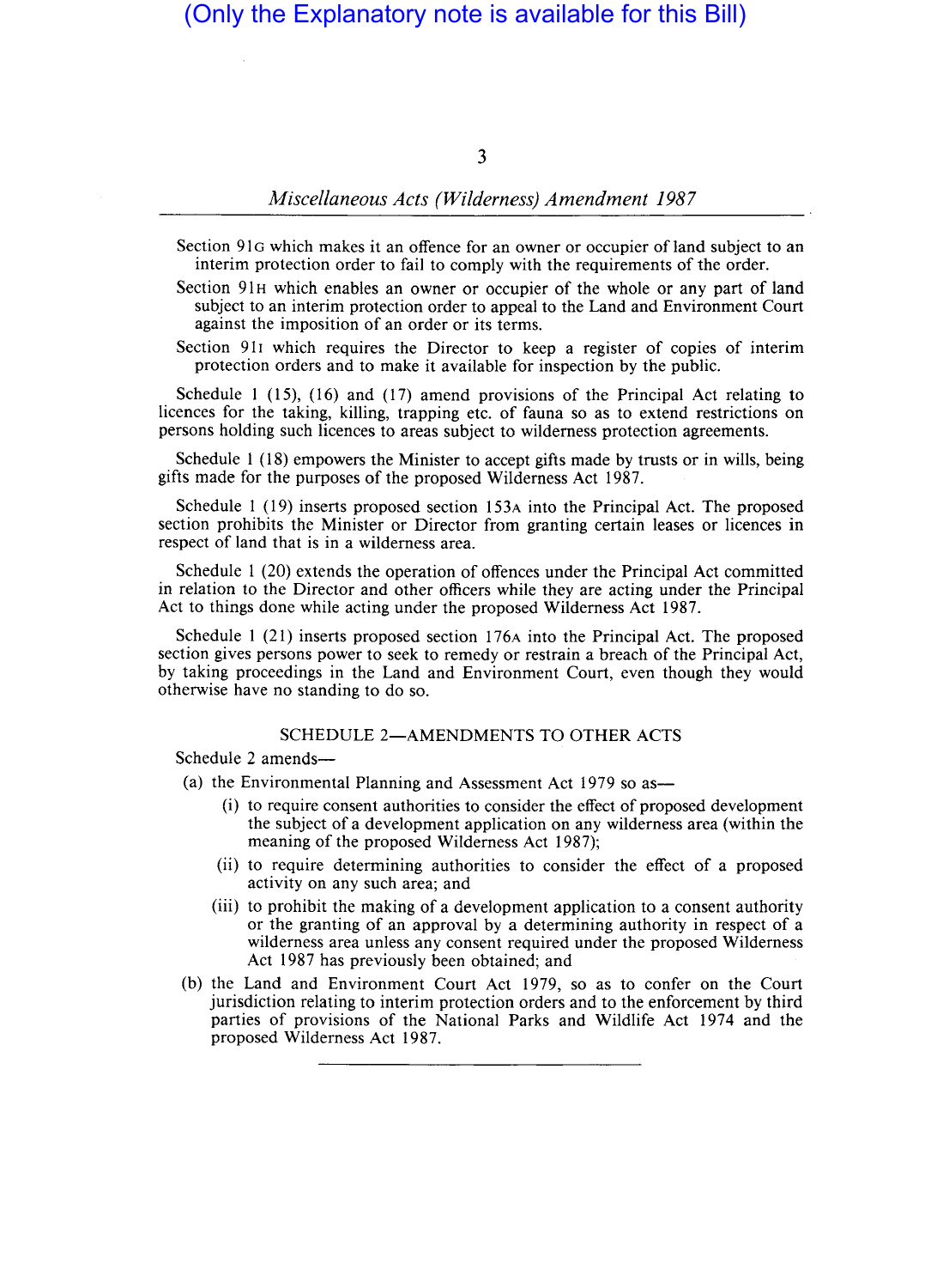(Only the Explanatory note is available for this Bill)

Section 91G which makes it an offence for an owner or occupier of land subject to an interim protection order to fail to comply with the requirements of the order.

Section 91H which enables an owner or occupier of the whole or any part of land subject to an interim protection order to appeal to the Land and Environment Court against the imposition of an order or its terms.

Section 91I which requires the Director to keep a register of copies of interim protection orders and to make it available for inspection by the public.

Schedule 1 (15), (16) and (17) amend provisions of the Principal Act relating to licences for the taking, killing, trapping etc. of fauna so as to extend restrictions on persons holding such licences to areas subject to wilderness protection agreements.

Schedule 1 (18) empowers the Minister to accept gifts made by trusts or in wills, being gifts made for the purposes of the proposed Wilderness Act 1987.

Schedule 1 (19) inserts proposed section 153A into the Principal Act. The proposed section prohibits the Minister or Director from granting certain leases or licences in respect of land that is in a wilderness area.

Schedule 1 (20) extends the operation of offences under the Principal Act committed in relation to the Director and other officers while they are acting under the Principal Act to things done while acting under the proposed Wilderness Act 1987.

Schedule 1 (21) inserts proposed section 176A into the Principal Act. The proposed section gives persons power to seek to remedy or restrain a breach of the Principal Act, by taking proceedings in the Land and Environment Court, even though they would otherwise have no standing to do so.

## SCHEDULE 2—AMENDMENTS TO OTHER ACTS

Schedule 2 amends—

(a) the Environmental Planning and Assessment Act 1979 so as—

  (i) to require consent authorities to consider the effect of proposed development the subject of a development application on any wilderness area (within the meaning of the proposed Wilderness Act 1987);

  (ii) to require determining authorities to consider the effect of a proposed activity on any such area; and

  (iii) to prohibit the making of a development application to a consent authority or the granting of an approval by a determining authority in respect of a wilderness area unless any consent required under the proposed Wilderness Act 1987 has previously been obtained; and

(b) the Land and Environment Court Act 1979, so as to confer on the Court jurisdiction relating to interim protection orders and to the enforcement by third parties of provisions of the National Parks and Wildlife Act 1974 and the proposed Wilderness Act 1987.